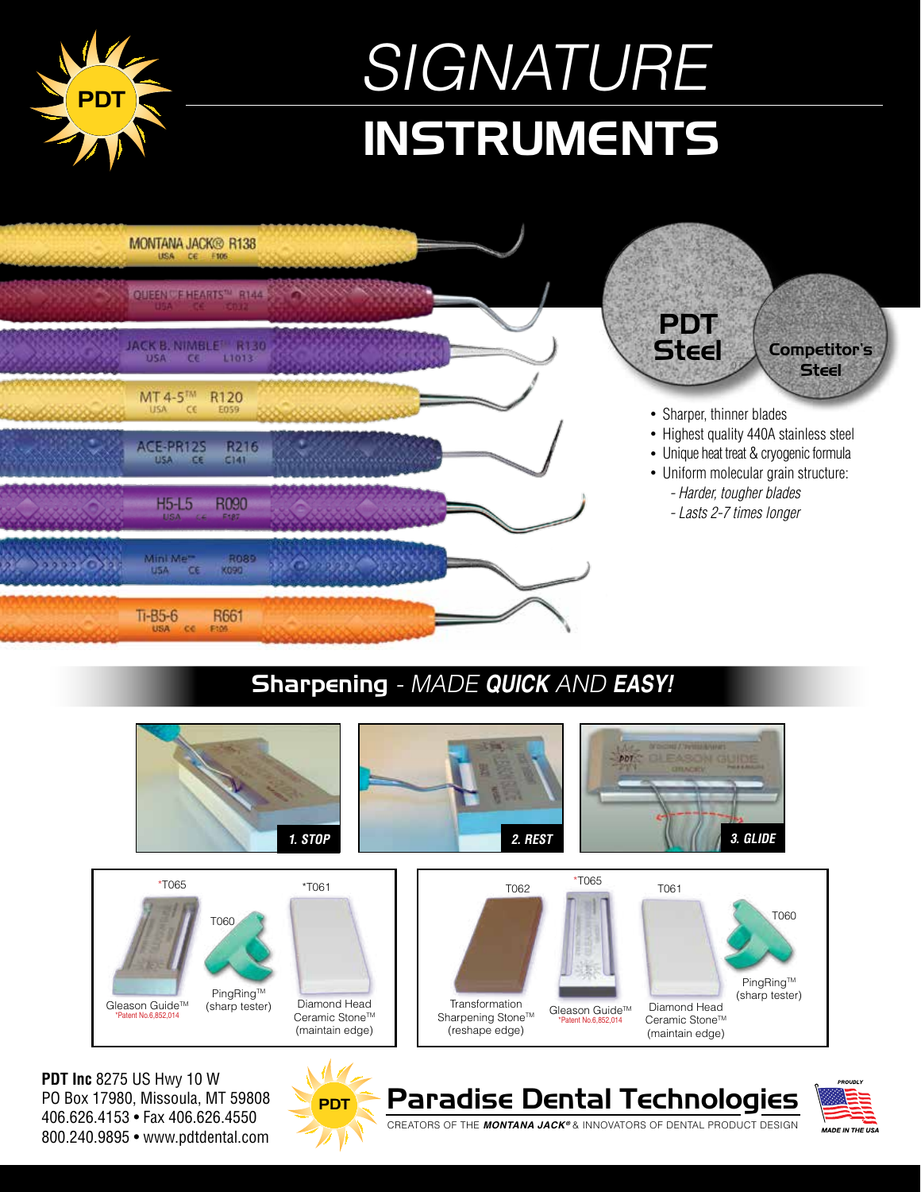PDT

# *SIGNATURE* INSTRUMENTS

MONTANA JACK® R138
USA CE F105

QUEEN OF HEARTS™ R144
USA CE C012

JACK B. NIMBLE™ R130
USA CE L1013

MT 4-5™ R120
USA CE E059

ACE-PR12S R216
USA CE C141

H5-L5 R090
USA CE F107

Mini Me™ R089
USA CE K090

Ti-B5-6 R661
USA CE F105

**PDT Steel** | **Competitor's Steel**

- Sharper, thinner blades
- Highest quality 440A stainless steel
- Unique heat treat & cryogenic formula
- Uniform molecular grain structure:
  - *Harder, tougher blades*
  - *Lasts 2-7 times longer*

## Sharpening - *MADE **QUICK** AND **EASY!***

***1. STOP*** | ***2. REST*** | ***3. GLIDE***

*T065 Gleason Guide™ *Patent No.6,852,014
T060 PingRing™ (sharp tester)
*T061 Diamond Head Ceramic Stone™ (maintain edge)

T062 Transformation Sharpening Stone™ (reshape edge)
*T065 Gleason Guide™ *Patent No.6,852,014
T061 Diamond Head Ceramic Stone™ (maintain edge)
T060 PingRing™ (sharp tester)

**PDT Inc** 8275 US Hwy 10 W
PO Box 17980, Missoula, MT 59808
406.626.4153 • Fax 406.626.4550
800.240.9895 • www.pdtdental.com

**Paradise Dental Technologies**
CREATORS OF THE ***MONTANA JACK®*** & INNOVATORS OF DENTAL PRODUCT DESIGN

PROUDLY MADE IN THE USA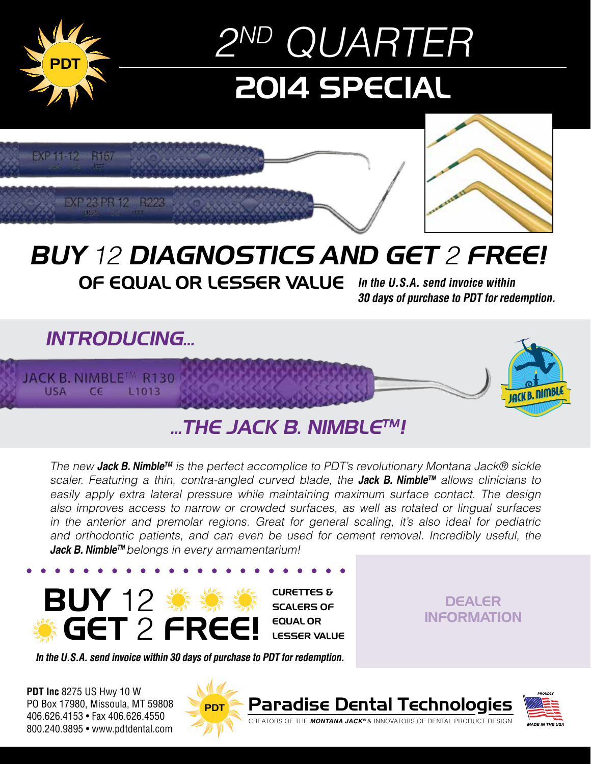# 2ND QUARTER

# 2014 SPECIAL

EXP 11-12 R167

EXP 23 PR 12 R223

## BUY 12 DIAGNOSTICS AND GET 2 FREE!

**OF EQUAL OR LESSER VALUE** *In the U.S.A. send invoice within 30 days of purchase to PDT for redemption.*

## INTRODUCING...

JACK B. NIMBLE™ R130
USA CE L1013

## ...THE JACK B. NIMBLE™!

*The new **Jack B. Nimble™** is the perfect accomplice to PDT's revolutionary Montana Jack® sickle scaler. Featuring a thin, contra-angled curved blade, the **Jack B. Nimble™** allows clinicians to easily apply extra lateral pressure while maintaining maximum surface contact. The design also improves access to narrow or crowded surfaces, as well as rotated or lingual surfaces in the anterior and premolar regions. Great for general scaling, it's also ideal for pediatric and orthodontic patients, and can even be used for cement removal. Incredibly useful, the **Jack B. Nimble™** belongs in every armamentarium!*

## BUY 12 GET 2 FREE!

CURETTES & SCALERS OF EQUAL OR LESSER VALUE

***In the U.S.A. send invoice within 30 days of purchase to PDT for redemption.***

DEALER INFORMATION

**PDT Inc** 8275 US Hwy 10 W
PO Box 17980, Missoula, MT 59808
406.626.4153 • Fax 406.626.4550
800.240.9895 • www.pdtdental.com

**Paradise Dental Technologies**
CREATORS OF THE ***MONTANA JACK®*** & INNOVATORS OF DENTAL PRODUCT DESIGN

PROUDLY MADE IN THE USA